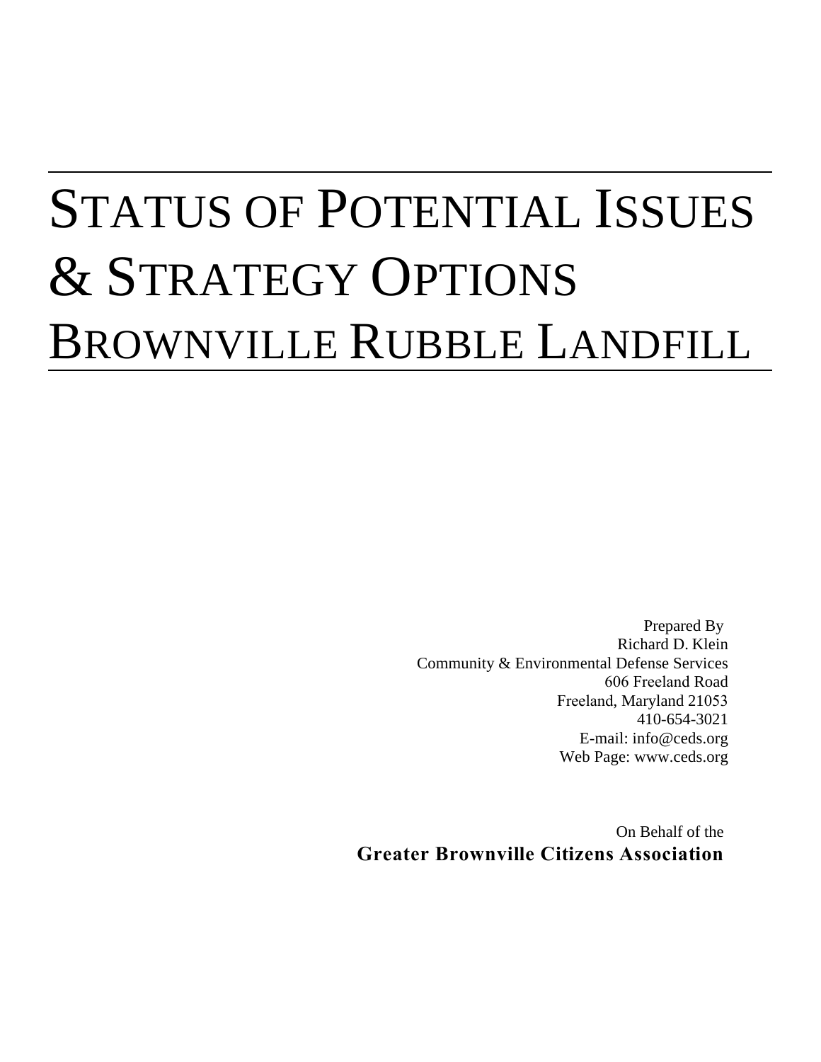# Status of Potential Issues & Strategy Options Brownville Rubble Landfill

Prepared By
Richard D. Klein
Community & Environmental Defense Services
606 Freeland Road
Freeland, Maryland 21053
410-654-3021
E-mail: info@ceds.org
Web Page: www.ceds.org

On Behalf of the
**Greater Brownville Citizens Association**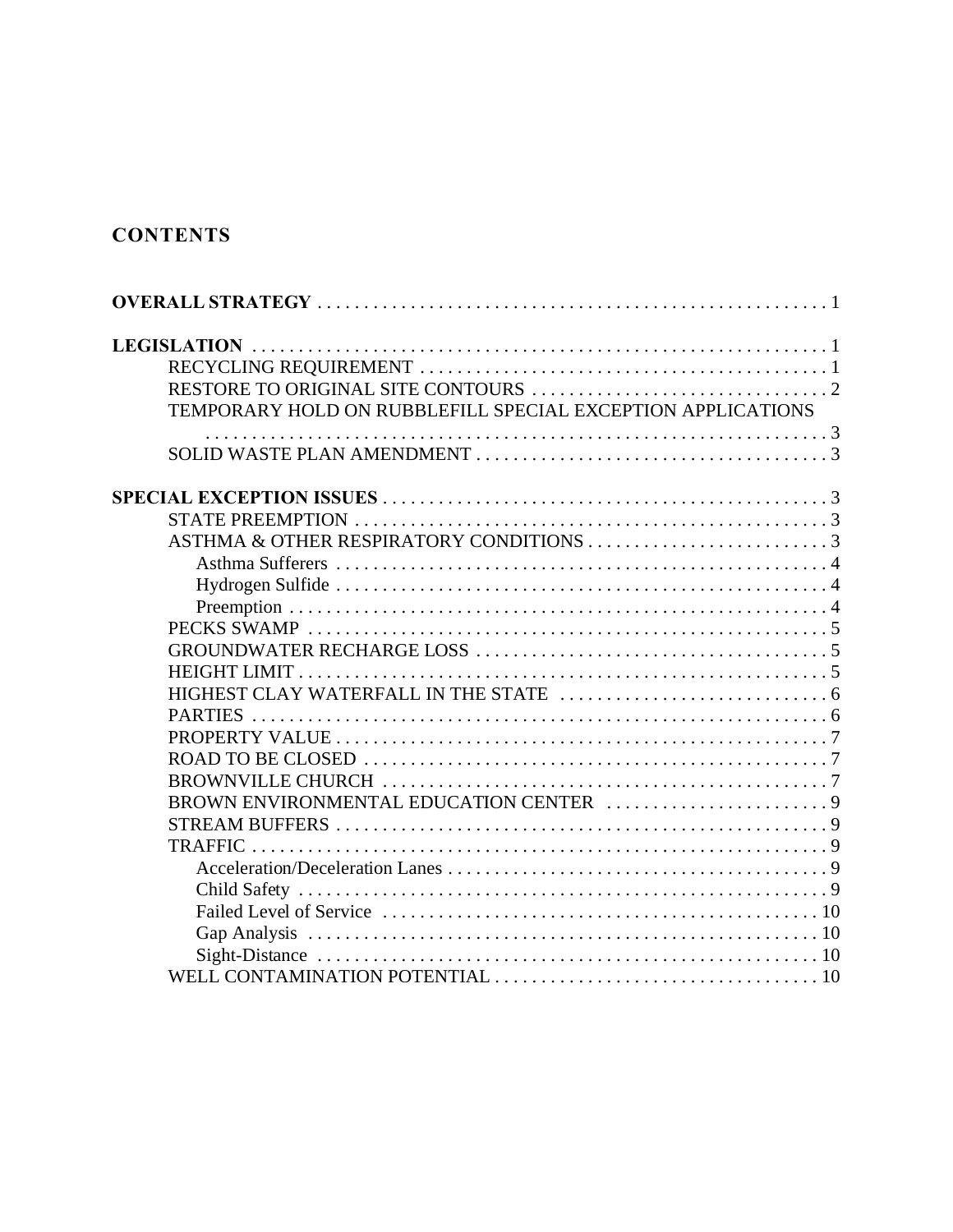## CONTENTS

**OVERALL STRATEGY** . . . . . . . . . . . . . . . . . . . . . . . . . . . . . . . . . . . . . . . . . . . . . . . . . . . . . 1

**LEGISLATION** . . . . . . . . . . . . . . . . . . . . . . . . . . . . . . . . . . . . . . . . . . . . . . . . . . . . . . . . . . . 1
- RECYCLING REQUIREMENT . . . . . . . . . . . . . . . . . . . . . . . . . . . . . . . . . . . . . . . . . . . . . 1
- RESTORE TO ORIGINAL SITE CONTOURS . . . . . . . . . . . . . . . . . . . . . . . . . . . . . . . . . 2
- TEMPORARY HOLD ON RUBBLEFILL SPECIAL EXCEPTION APPLICATIONS . . . . . . . . . . . . . . . . . . . . . . . . . . . . . . . . . . . . . . . . . . . . . . . . . . . . . . . . . . . . . . . . . 3
- SOLID WASTE PLAN AMENDMENT . . . . . . . . . . . . . . . . . . . . . . . . . . . . . . . . . . . . . . . 3

**SPECIAL EXCEPTION ISSUES** . . . . . . . . . . . . . . . . . . . . . . . . . . . . . . . . . . . . . . . . . . . . . . . . 3
- STATE PREEMPTION . . . . . . . . . . . . . . . . . . . . . . . . . . . . . . . . . . . . . . . . . . . . . . . . . . . 3
- ASTHMA & OTHER RESPIRATORY CONDITIONS . . . . . . . . . . . . . . . . . . . . . . . . . . . 3
  - Asthma Sufferers . . . . . . . . . . . . . . . . . . . . . . . . . . . . . . . . . . . . . . . . . . . . . . . . . . . . 4
  - Hydrogen Sulfide . . . . . . . . . . . . . . . . . . . . . . . . . . . . . . . . . . . . . . . . . . . . . . . . . . . . 4
  - Preemption . . . . . . . . . . . . . . . . . . . . . . . . . . . . . . . . . . . . . . . . . . . . . . . . . . . . . . . . . 4
- PECKS SWAMP . . . . . . . . . . . . . . . . . . . . . . . . . . . . . . . . . . . . . . . . . . . . . . . . . . . . . . . 5
- GROUNDWATER RECHARGE LOSS . . . . . . . . . . . . . . . . . . . . . . . . . . . . . . . . . . . . . . . 5
- HEIGHT LIMIT . . . . . . . . . . . . . . . . . . . . . . . . . . . . . . . . . . . . . . . . . . . . . . . . . . . . . . . . 5
- HIGHEST CLAY WATERFALL IN THE STATE . . . . . . . . . . . . . . . . . . . . . . . . . . . . . 6
- PARTIES . . . . . . . . . . . . . . . . . . . . . . . . . . . . . . . . . . . . . . . . . . . . . . . . . . . . . . . . . . . . . 6
- PROPERTY VALUE . . . . . . . . . . . . . . . . . . . . . . . . . . . . . . . . . . . . . . . . . . . . . . . . . . . . . 7
- ROAD TO BE CLOSED . . . . . . . . . . . . . . . . . . . . . . . . . . . . . . . . . . . . . . . . . . . . . . . . . . 7
- BROWNVILLE CHURCH . . . . . . . . . . . . . . . . . . . . . . . . . . . . . . . . . . . . . . . . . . . . . . . . 7
- BROWN ENVIRONMENTAL EDUCATION CENTER . . . . . . . . . . . . . . . . . . . . . . . . . 9
- STREAM BUFFERS . . . . . . . . . . . . . . . . . . . . . . . . . . . . . . . . . . . . . . . . . . . . . . . . . . . . . 9
- TRAFFIC . . . . . . . . . . . . . . . . . . . . . . . . . . . . . . . . . . . . . . . . . . . . . . . . . . . . . . . . . . . . . 9
  - Acceleration/Deceleration Lanes . . . . . . . . . . . . . . . . . . . . . . . . . . . . . . . . . . . . . . . . . 9
  - Child Safety . . . . . . . . . . . . . . . . . . . . . . . . . . . . . . . . . . . . . . . . . . . . . . . . . . . . . . . . 9
  - Failed Level of Service . . . . . . . . . . . . . . . . . . . . . . . . . . . . . . . . . . . . . . . . . . . . . . . . 10
  - Gap Analysis . . . . . . . . . . . . . . . . . . . . . . . . . . . . . . . . . . . . . . . . . . . . . . . . . . . . . . . . 10
  - Sight-Distance . . . . . . . . . . . . . . . . . . . . . . . . . . . . . . . . . . . . . . . . . . . . . . . . . . . . . . . 10
- WELL CONTAMINATION POTENTIAL . . . . . . . . . . . . . . . . . . . . . . . . . . . . . . . . . . . . 10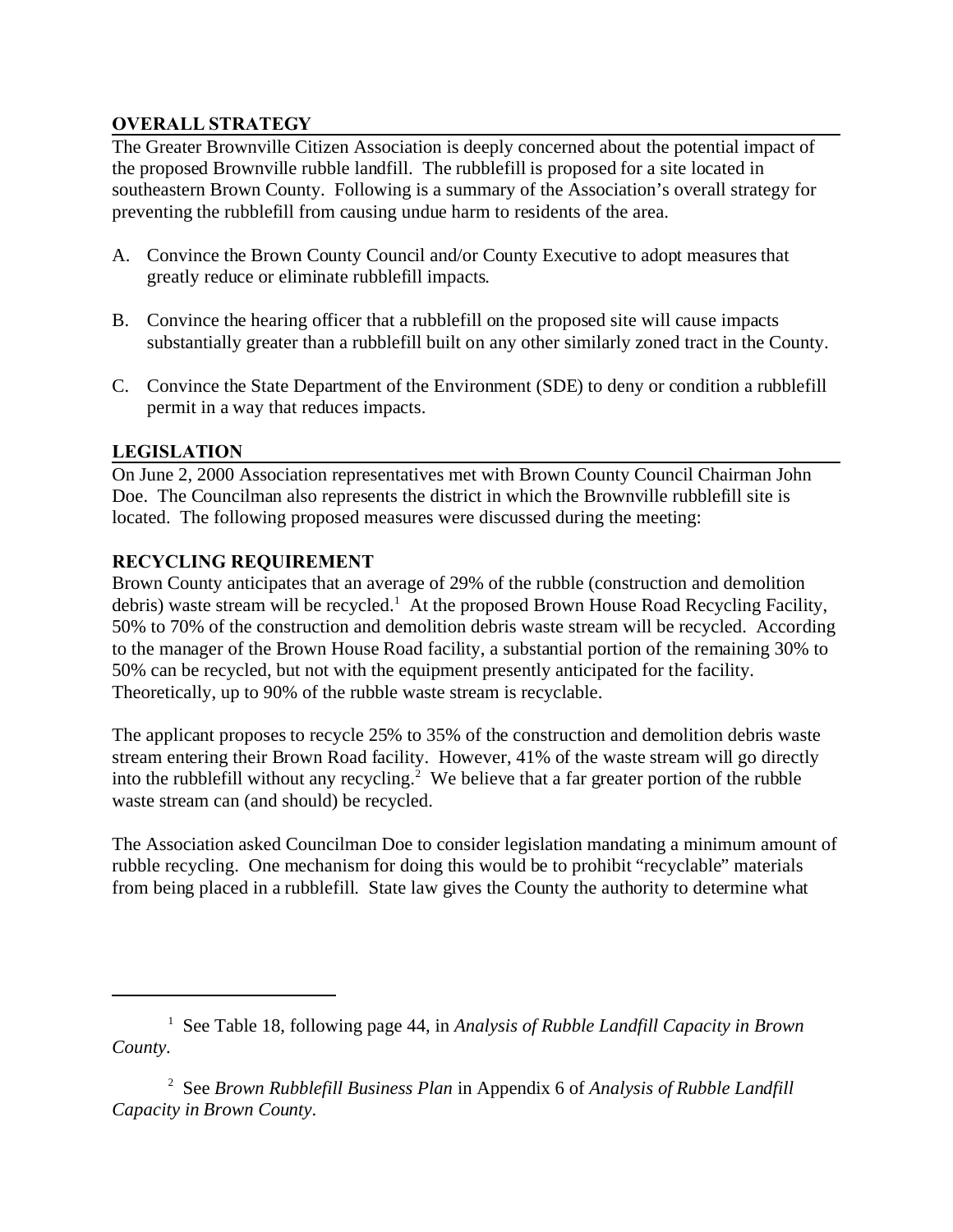## OVERALL STRATEGY

The Greater Brownville Citizen Association is deeply concerned about the potential impact of the proposed Brownville rubble landfill. The rubblefill is proposed for a site located in southeastern Brown County. Following is a summary of the Association's overall strategy for preventing the rubblefill from causing undue harm to residents of the area.

A. Convince the Brown County Council and/or County Executive to adopt measures that greatly reduce or eliminate rubblefill impacts.

B. Convince the hearing officer that a rubblefill on the proposed site will cause impacts substantially greater than a rubblefill built on any other similarly zoned tract in the County.

C. Convince the State Department of the Environment (SDE) to deny or condition a rubblefill permit in a way that reduces impacts.

## LEGISLATION

On June 2, 2000 Association representatives met with Brown County Council Chairman John Doe. The Councilman also represents the district in which the Brownville rubblefill site is located. The following proposed measures were discussed during the meeting:

### RECYCLING REQUIREMENT

Brown County anticipates that an average of 29% of the rubble (construction and demolition debris) waste stream will be recycled.[1] At the proposed Brown House Road Recycling Facility, 50% to 70% of the construction and demolition debris waste stream will be recycled. According to the manager of the Brown House Road facility, a substantial portion of the remaining 30% to 50% can be recycled, but not with the equipment presently anticipated for the facility. Theoretically, up to 90% of the rubble waste stream is recyclable.

The applicant proposes to recycle 25% to 35% of the construction and demolition debris waste stream entering their Brown Road facility. However, 41% of the waste stream will go directly into the rubblefill without any recycling.[2] We believe that a far greater portion of the rubble waste stream can (and should) be recycled.

The Association asked Councilman Doe to consider legislation mandating a minimum amount of rubble recycling. One mechanism for doing this would be to prohibit "recyclable" materials from being placed in a rubblefill. State law gives the County the authority to determine what

---

[1] See Table 18, following page 44, in *Analysis of Rubble Landfill Capacity in Brown County*.

[2] See *Brown Rubblefill Business Plan* in Appendix 6 of *Analysis of Rubble Landfill Capacity in Brown County*.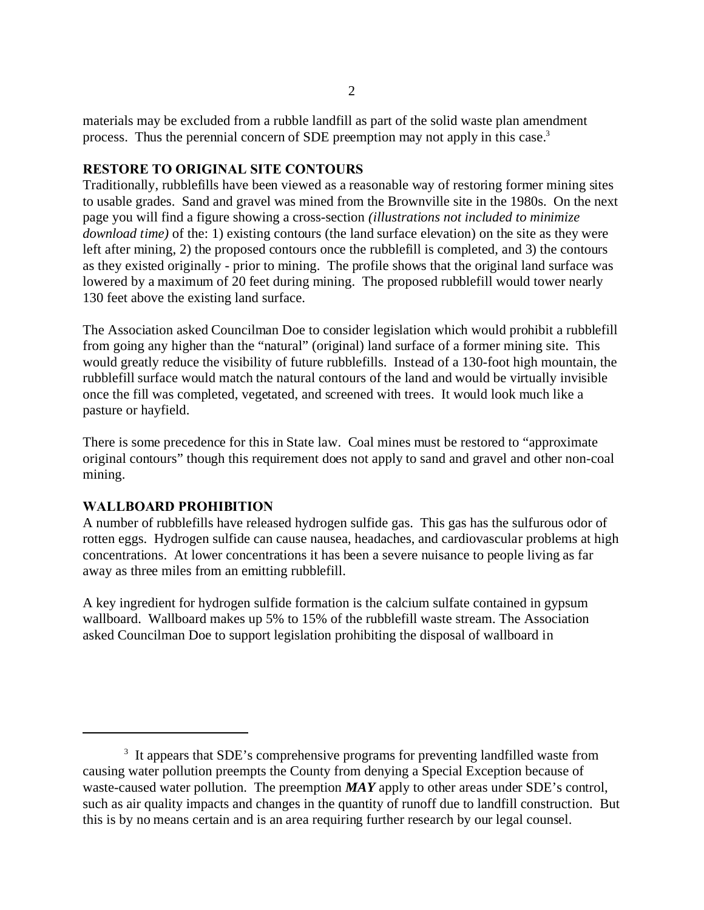materials may be excluded from a rubble landfill as part of the solid waste plan amendment process. Thus the perennial concern of SDE preemption may not apply in this case.[3]

## RESTORE TO ORIGINAL SITE CONTOURS

Traditionally, rubblefills have been viewed as a reasonable way of restoring former mining sites to usable grades. Sand and gravel was mined from the Brownville site in the 1980s. On the next page you will find a figure showing a cross-section *(illustrations not included to minimize download time)* of the: 1) existing contours (the land surface elevation) on the site as they were left after mining, 2) the proposed contours once the rubblefill is completed, and 3) the contours as they existed originally - prior to mining. The profile shows that the original land surface was lowered by a maximum of 20 feet during mining. The proposed rubblefill would tower nearly 130 feet above the existing land surface.

The Association asked Councilman Doe to consider legislation which would prohibit a rubblefill from going any higher than the "natural" (original) land surface of a former mining site. This would greatly reduce the visibility of future rubblefills. Instead of a 130-foot high mountain, the rubblefill surface would match the natural contours of the land and would be virtually invisible once the fill was completed, vegetated, and screened with trees. It would look much like a pasture or hayfield.

There is some precedence for this in State law. Coal mines must be restored to "approximate original contours" though this requirement does not apply to sand and gravel and other non-coal mining.

## WALLBOARD PROHIBITION

A number of rubblefills have released hydrogen sulfide gas. This gas has the sulfurous odor of rotten eggs. Hydrogen sulfide can cause nausea, headaches, and cardiovascular problems at high concentrations. At lower concentrations it has been a severe nuisance to people living as far away as three miles from an emitting rubblefill.

A key ingredient for hydrogen sulfide formation is the calcium sulfate contained in gypsum wallboard. Wallboard makes up 5% to 15% of the rubblefill waste stream. The Association asked Councilman Doe to support legislation prohibiting the disposal of wallboard in

---

[3] It appears that SDE's comprehensive programs for preventing landfilled waste from causing water pollution preempts the County from denying a Special Exception because of waste-caused water pollution. The preemption ***MAY*** apply to other areas under SDE's control, such as air quality impacts and changes in the quantity of runoff due to landfill construction. But this is by no means certain and is an area requiring further research by our legal counsel.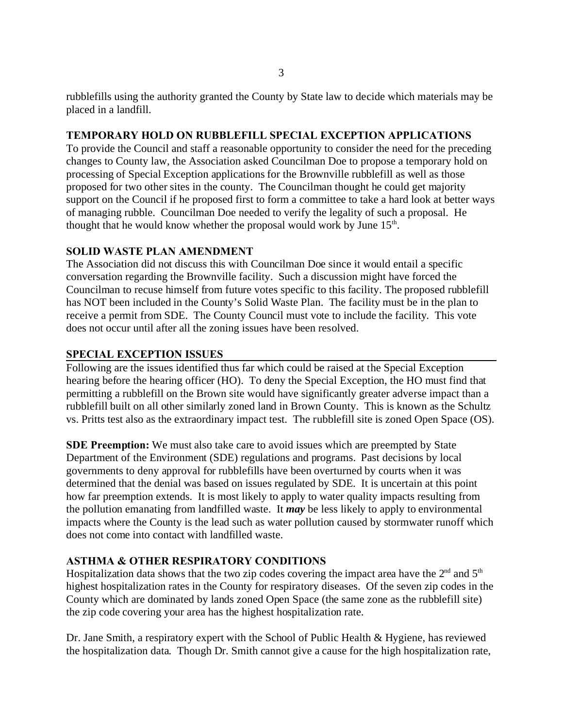rubblefills using the authority granted the County by State law to decide which materials may be placed in a landfill.

**TEMPORARY HOLD ON RUBBLEFILL SPECIAL EXCEPTION APPLICATIONS**

To provide the Council and staff a reasonable opportunity to consider the need for the preceding changes to County law, the Association asked Councilman Doe to propose a temporary hold on processing of Special Exception applications for the Brownville rubblefill as well as those proposed for two other sites in the county. The Councilman thought he could get majority support on the Council if he proposed first to form a committee to take a hard look at better ways of managing rubble. Councilman Doe needed to verify the legality of such a proposal. He thought that he would know whether the proposal would work by June 15th.

**SOLID WASTE PLAN AMENDMENT**

The Association did not discuss this with Councilman Doe since it would entail a specific conversation regarding the Brownville facility. Such a discussion might have forced the Councilman to recuse himself from future votes specific to this facility. The proposed rubblefill has NOT been included in the County's Solid Waste Plan. The facility must be in the plan to receive a permit from SDE. The County Council must vote to include the facility. This vote does not occur until after all the zoning issues have been resolved.

**SPECIAL EXCEPTION ISSUES**

Following are the issues identified thus far which could be raised at the Special Exception hearing before the hearing officer (HO). To deny the Special Exception, the HO must find that permitting a rubblefill on the Brown site would have significantly greater adverse impact than a rubblefill built on all other similarly zoned land in Brown County. This is known as the Schultz vs. Pritts test also as the extraordinary impact test. The rubblefill site is zoned Open Space (OS).

**SDE Preemption:** We must also take care to avoid issues which are preempted by State Department of the Environment (SDE) regulations and programs. Past decisions by local governments to deny approval for rubblefills have been overturned by courts when it was determined that the denial was based on issues regulated by SDE. It is uncertain at this point how far preemption extends. It is most likely to apply to water quality impacts resulting from the pollution emanating from landfilled waste. It ***may*** be less likely to apply to environmental impacts where the County is the lead such as water pollution caused by stormwater runoff which does not come into contact with landfilled waste.

**ASTHMA & OTHER RESPIRATORY CONDITIONS**

Hospitalization data shows that the two zip codes covering the impact area have the 2nd and 5th highest hospitalization rates in the County for respiratory diseases. Of the seven zip codes in the County which are dominated by lands zoned Open Space (the same zone as the rubblefill site) the zip code covering your area has the highest hospitalization rate.

Dr. Jane Smith, a respiratory expert with the School of Public Health & Hygiene, has reviewed the hospitalization data. Though Dr. Smith cannot give a cause for the high hospitalization rate,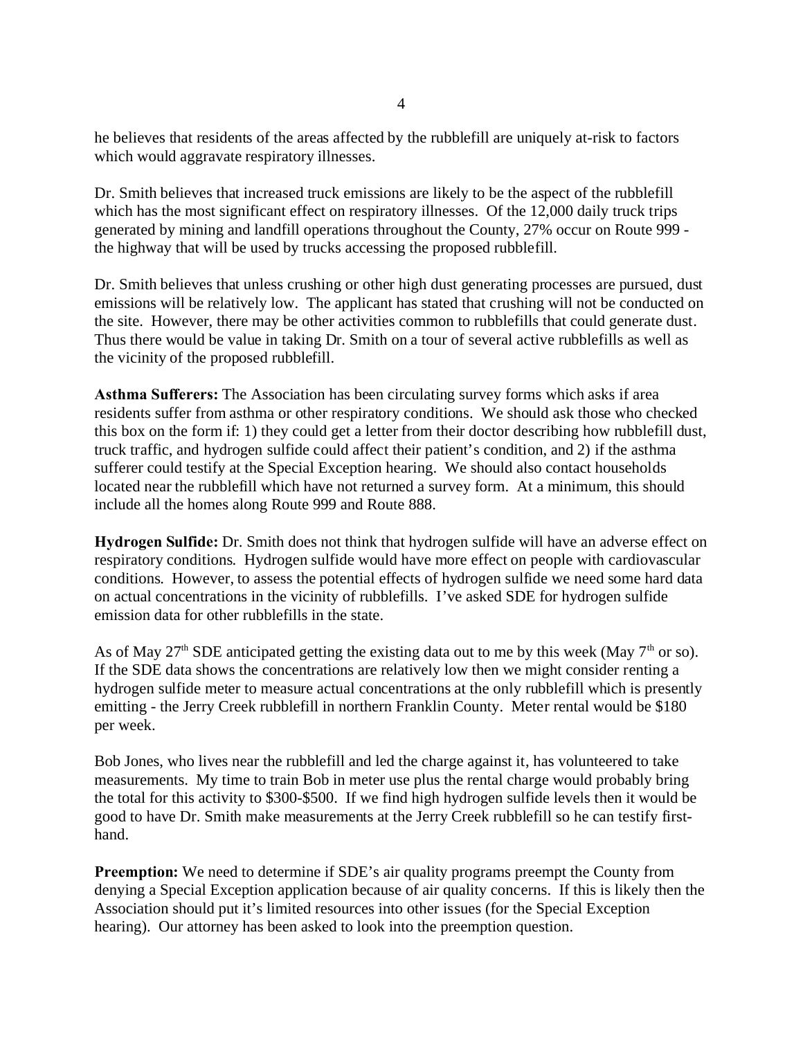he believes that residents of the areas affected by the rubblefill are uniquely at-risk to factors which would aggravate respiratory illnesses.

Dr. Smith believes that increased truck emissions are likely to be the aspect of the rubblefill which has the most significant effect on respiratory illnesses. Of the 12,000 daily truck trips generated by mining and landfill operations throughout the County, 27% occur on Route 999 - the highway that will be used by trucks accessing the proposed rubblefill.

Dr. Smith believes that unless crushing or other high dust generating processes are pursued, dust emissions will be relatively low. The applicant has stated that crushing will not be conducted on the site. However, there may be other activities common to rubblefills that could generate dust. Thus there would be value in taking Dr. Smith on a tour of several active rubblefills as well as the vicinity of the proposed rubblefill.

**Asthma Sufferers:** The Association has been circulating survey forms which asks if area residents suffer from asthma or other respiratory conditions. We should ask those who checked this box on the form if: 1) they could get a letter from their doctor describing how rubblefill dust, truck traffic, and hydrogen sulfide could affect their patient's condition, and 2) if the asthma sufferer could testify at the Special Exception hearing. We should also contact households located near the rubblefill which have not returned a survey form. At a minimum, this should include all the homes along Route 999 and Route 888.

**Hydrogen Sulfide:** Dr. Smith does not think that hydrogen sulfide will have an adverse effect on respiratory conditions. Hydrogen sulfide would have more effect on people with cardiovascular conditions. However, to assess the potential effects of hydrogen sulfide we need some hard data on actual concentrations in the vicinity of rubblefills. I've asked SDE for hydrogen sulfide emission data for other rubblefills in the state.

As of May 27th SDE anticipated getting the existing data out to me by this week (May 7th or so). If the SDE data shows the concentrations are relatively low then we might consider renting a hydrogen sulfide meter to measure actual concentrations at the only rubblefill which is presently emitting - the Jerry Creek rubblefill in northern Franklin County. Meter rental would be $180 per week.

Bob Jones, who lives near the rubblefill and led the charge against it, has volunteered to take measurements. My time to train Bob in meter use plus the rental charge would probably bring the total for this activity to $300-$500. If we find high hydrogen sulfide levels then it would be good to have Dr. Smith make measurements at the Jerry Creek rubblefill so he can testify first-hand.

**Preemption:** We need to determine if SDE's air quality programs preempt the County from denying a Special Exception application because of air quality concerns. If this is likely then the Association should put it's limited resources into other issues (for the Special Exception hearing). Our attorney has been asked to look into the preemption question.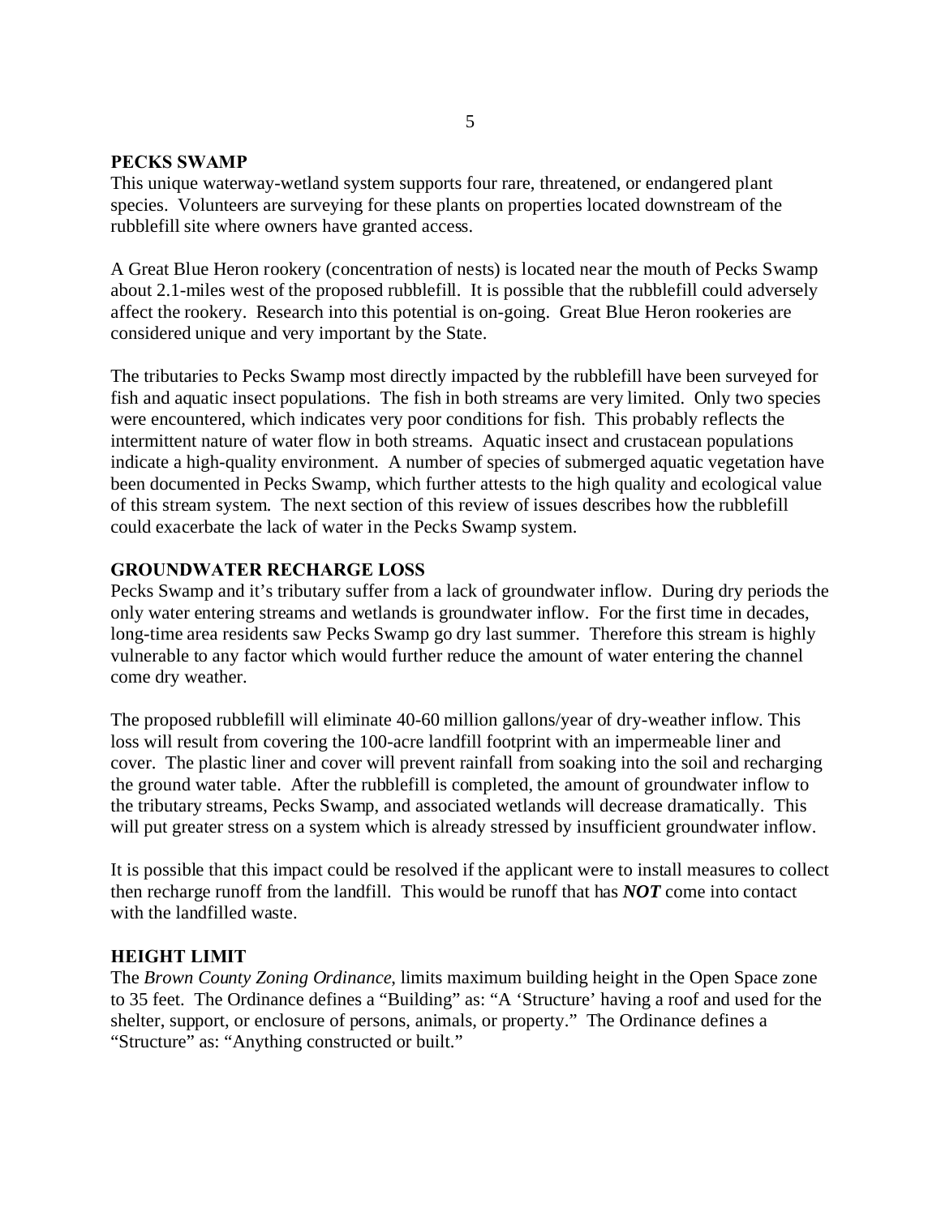## PECKS SWAMP

This unique waterway-wetland system supports four rare, threatened, or endangered plant species. Volunteers are surveying for these plants on properties located downstream of the rubblefill site where owners have granted access.

A Great Blue Heron rookery (concentration of nests) is located near the mouth of Pecks Swamp about 2.1-miles west of the proposed rubblefill. It is possible that the rubblefill could adversely affect the rookery. Research into this potential is on-going. Great Blue Heron rookeries are considered unique and very important by the State.

The tributaries to Pecks Swamp most directly impacted by the rubblefill have been surveyed for fish and aquatic insect populations. The fish in both streams are very limited. Only two species were encountered, which indicates very poor conditions for fish. This probably reflects the intermittent nature of water flow in both streams. Aquatic insect and crustacean populations indicate a high-quality environment. A number of species of submerged aquatic vegetation have been documented in Pecks Swamp, which further attests to the high quality and ecological value of this stream system. The next section of this review of issues describes how the rubblefill could exacerbate the lack of water in the Pecks Swamp system.

## GROUNDWATER RECHARGE LOSS

Pecks Swamp and it's tributary suffer from a lack of groundwater inflow. During dry periods the only water entering streams and wetlands is groundwater inflow. For the first time in decades, long-time area residents saw Pecks Swamp go dry last summer. Therefore this stream is highly vulnerable to any factor which would further reduce the amount of water entering the channel come dry weather.

The proposed rubblefill will eliminate 40-60 million gallons/year of dry-weather inflow. This loss will result from covering the 100-acre landfill footprint with an impermeable liner and cover. The plastic liner and cover will prevent rainfall from soaking into the soil and recharging the ground water table. After the rubblefill is completed, the amount of groundwater inflow to the tributary streams, Pecks Swamp, and associated wetlands will decrease dramatically. This will put greater stress on a system which is already stressed by insufficient groundwater inflow.

It is possible that this impact could be resolved if the applicant were to install measures to collect then recharge runoff from the landfill. This would be runoff that has ***NOT*** come into contact with the landfilled waste.

## HEIGHT LIMIT

The *Brown County Zoning Ordinance*, limits maximum building height in the Open Space zone to 35 feet. The Ordinance defines a "Building" as: "A 'Structure' having a roof and used for the shelter, support, or enclosure of persons, animals, or property." The Ordinance defines a "Structure" as: "Anything constructed or built."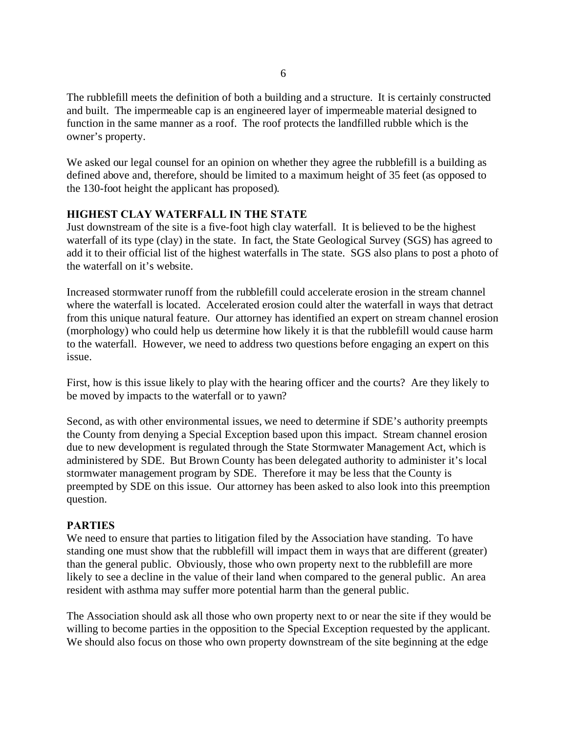The rubblefill meets the definition of both a building and a structure. It is certainly constructed and built. The impermeable cap is an engineered layer of impermeable material designed to function in the same manner as a roof. The roof protects the landfilled rubble which is the owner's property.

We asked our legal counsel for an opinion on whether they agree the rubblefill is a building as defined above and, therefore, should be limited to a maximum height of 35 feet (as opposed to the 130-foot height the applicant has proposed).

**HIGHEST CLAY WATERFALL IN THE STATE**

Just downstream of the site is a five-foot high clay waterfall. It is believed to be the highest waterfall of its type (clay) in the state. In fact, the State Geological Survey (SGS) has agreed to add it to their official list of the highest waterfalls in The state. SGS also plans to post a photo of the waterfall on it's website.

Increased stormwater runoff from the rubblefill could accelerate erosion in the stream channel where the waterfall is located. Accelerated erosion could alter the waterfall in ways that detract from this unique natural feature. Our attorney has identified an expert on stream channel erosion (morphology) who could help us determine how likely it is that the rubblefill would cause harm to the waterfall. However, we need to address two questions before engaging an expert on this issue.

First, how is this issue likely to play with the hearing officer and the courts? Are they likely to be moved by impacts to the waterfall or to yawn?

Second, as with other environmental issues, we need to determine if SDE's authority preempts the County from denying a Special Exception based upon this impact. Stream channel erosion due to new development is regulated through the State Stormwater Management Act, which is administered by SDE. But Brown County has been delegated authority to administer it's local stormwater management program by SDE. Therefore it may be less that the County is preempted by SDE on this issue. Our attorney has been asked to also look into this preemption question.

**PARTIES**

We need to ensure that parties to litigation filed by the Association have standing. To have standing one must show that the rubblefill will impact them in ways that are different (greater) than the general public. Obviously, those who own property next to the rubblefill are more likely to see a decline in the value of their land when compared to the general public. An area resident with asthma may suffer more potential harm than the general public.

The Association should ask all those who own property next to or near the site if they would be willing to become parties in the opposition to the Special Exception requested by the applicant. We should also focus on those who own property downstream of the site beginning at the edge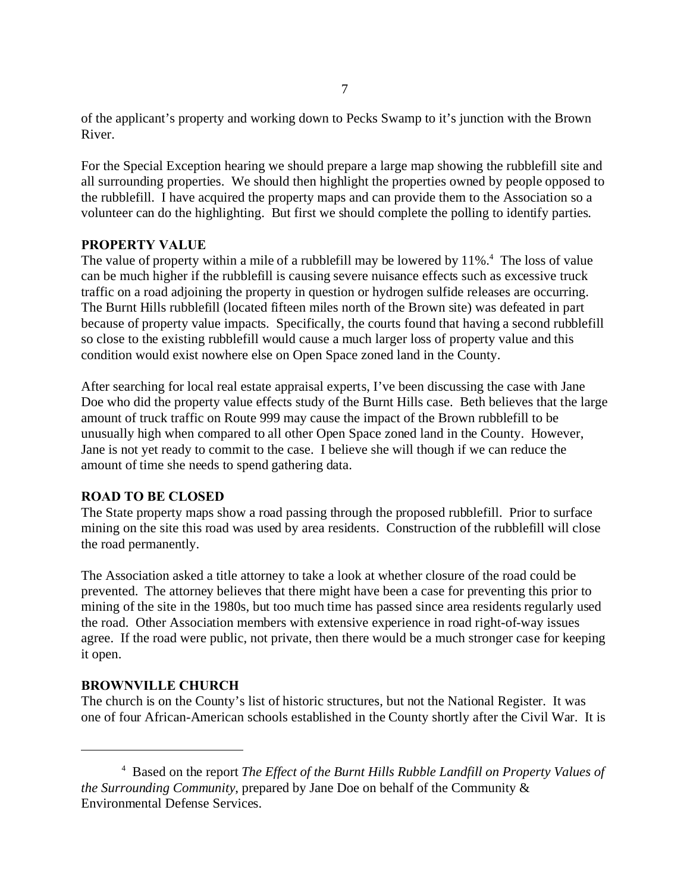of the applicant's property and working down to Pecks Swamp to it's junction with the Brown River.

For the Special Exception hearing we should prepare a large map showing the rubblefill site and all surrounding properties. We should then highlight the properties owned by people opposed to the rubblefill. I have acquired the property maps and can provide them to the Association so a volunteer can do the highlighting. But first we should complete the polling to identify parties.

**PROPERTY VALUE**

The value of property within a mile of a rubblefill may be lowered by 11%.[4] The loss of value can be much higher if the rubblefill is causing severe nuisance effects such as excessive truck traffic on a road adjoining the property in question or hydrogen sulfide releases are occurring. The Burnt Hills rubblefill (located fifteen miles north of the Brown site) was defeated in part because of property value impacts. Specifically, the courts found that having a second rubblefill so close to the existing rubblefill would cause a much larger loss of property value and this condition would exist nowhere else on Open Space zoned land in the County.

After searching for local real estate appraisal experts, I've been discussing the case with Jane Doe who did the property value effects study of the Burnt Hills case. Beth believes that the large amount of truck traffic on Route 999 may cause the impact of the Brown rubblefill to be unusually high when compared to all other Open Space zoned land in the County. However, Jane is not yet ready to commit to the case. I believe she will though if we can reduce the amount of time she needs to spend gathering data.

**ROAD TO BE CLOSED**

The State property maps show a road passing through the proposed rubblefill. Prior to surface mining on the site this road was used by area residents. Construction of the rubblefill will close the road permanently.

The Association asked a title attorney to take a look at whether closure of the road could be prevented. The attorney believes that there might have been a case for preventing this prior to mining of the site in the 1980s, but too much time has passed since area residents regularly used the road. Other Association members with extensive experience in road right-of-way issues agree. If the road were public, not private, then there would be a much stronger case for keeping it open.

**BROWNVILLE CHURCH**

The church is on the County's list of historic structures, but not the National Register. It was one of four African-American schools established in the County shortly after the Civil War. It is

---

[4] Based on the report *The Effect of the Burnt Hills Rubble Landfill on Property Values of the Surrounding Community*, prepared by Jane Doe on behalf of the Community & Environmental Defense Services.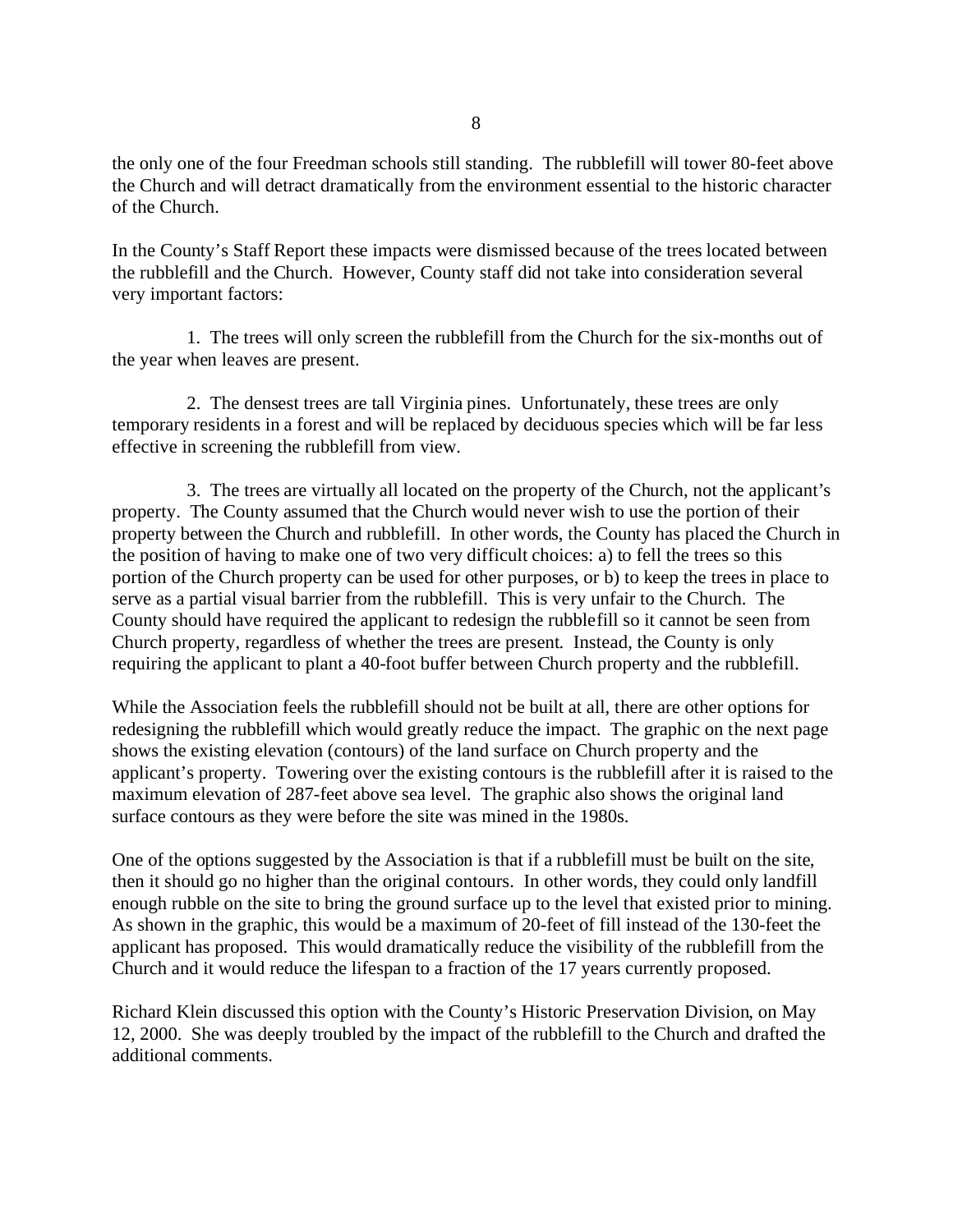the only one of the four Freedman schools still standing. The rubblefill will tower 80-feet above the Church and will detract dramatically from the environment essential to the historic character of the Church.

In the County's Staff Report these impacts were dismissed because of the trees located between the rubblefill and the Church. However, County staff did not take into consideration several very important factors:

1. The trees will only screen the rubblefill from the Church for the six-months out of the year when leaves are present.

2. The densest trees are tall Virginia pines. Unfortunately, these trees are only temporary residents in a forest and will be replaced by deciduous species which will be far less effective in screening the rubblefill from view.

3. The trees are virtually all located on the property of the Church, not the applicant's property. The County assumed that the Church would never wish to use the portion of their property between the Church and rubblefill. In other words, the County has placed the Church in the position of having to make one of two very difficult choices: a) to fell the trees so this portion of the Church property can be used for other purposes, or b) to keep the trees in place to serve as a partial visual barrier from the rubblefill. This is very unfair to the Church. The County should have required the applicant to redesign the rubblefill so it cannot be seen from Church property, regardless of whether the trees are present. Instead, the County is only requiring the applicant to plant a 40-foot buffer between Church property and the rubblefill.

While the Association feels the rubblefill should not be built at all, there are other options for redesigning the rubblefill which would greatly reduce the impact. The graphic on the next page shows the existing elevation (contours) of the land surface on Church property and the applicant's property. Towering over the existing contours is the rubblefill after it is raised to the maximum elevation of 287-feet above sea level. The graphic also shows the original land surface contours as they were before the site was mined in the 1980s.

One of the options suggested by the Association is that if a rubblefill must be built on the site, then it should go no higher than the original contours. In other words, they could only landfill enough rubble on the site to bring the ground surface up to the level that existed prior to mining. As shown in the graphic, this would be a maximum of 20-feet of fill instead of the 130-feet the applicant has proposed. This would dramatically reduce the visibility of the rubblefill from the Church and it would reduce the lifespan to a fraction of the 17 years currently proposed.

Richard Klein discussed this option with the County's Historic Preservation Division, on May 12, 2000. She was deeply troubled by the impact of the rubblefill to the Church and drafted the additional comments.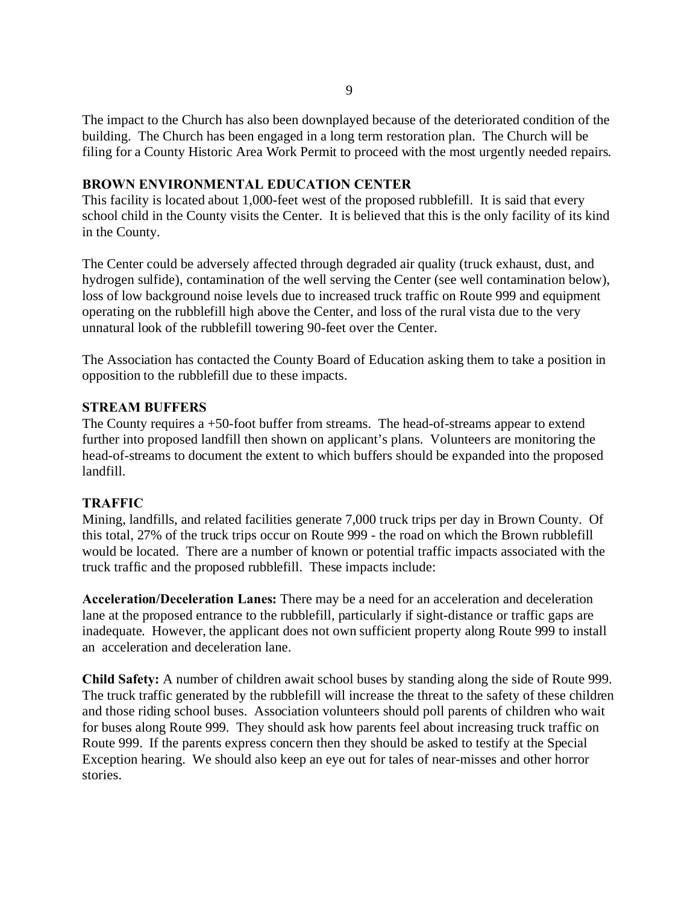The impact to the Church has also been downplayed because of the deteriorated condition of the building. The Church has been engaged in a long term restoration plan. The Church will be filing for a County Historic Area Work Permit to proceed with the most urgently needed repairs.

**BROWN ENVIRONMENTAL EDUCATION CENTER**

This facility is located about 1,000-feet west of the proposed rubblefill. It is said that every school child in the County visits the Center. It is believed that this is the only facility of its kind in the County.

The Center could be adversely affected through degraded air quality (truck exhaust, dust, and hydrogen sulfide), contamination of the well serving the Center (see well contamination below), loss of low background noise levels due to increased truck traffic on Route 999 and equipment operating on the rubblefill high above the Center, and loss of the rural vista due to the very unnatural look of the rubblefill towering 90-feet over the Center.

The Association has contacted the County Board of Education asking them to take a position in opposition to the rubblefill due to these impacts.

**STREAM BUFFERS**

The County requires a +50-foot buffer from streams. The head-of-streams appear to extend further into proposed landfill then shown on applicant's plans. Volunteers are monitoring the head-of-streams to document the extent to which buffers should be expanded into the proposed landfill.

**TRAFFIC**

Mining, landfills, and related facilities generate 7,000 truck trips per day in Brown County. Of this total, 27% of the truck trips occur on Route 999 - the road on which the Brown rubblefill would be located. There are a number of known or potential traffic impacts associated with the truck traffic and the proposed rubblefill. These impacts include:

**Acceleration/Deceleration Lanes:** There may be a need for an acceleration and deceleration lane at the proposed entrance to the rubblefill, particularly if sight-distance or traffic gaps are inadequate. However, the applicant does not own sufficient property along Route 999 to install an acceleration and deceleration lane.

**Child Safety:** A number of children await school buses by standing along the side of Route 999. The truck traffic generated by the rubblefill will increase the threat to the safety of these children and those riding school buses. Association volunteers should poll parents of children who wait for buses along Route 999. They should ask how parents feel about increasing truck traffic on Route 999. If the parents express concern then they should be asked to testify at the Special Exception hearing. We should also keep an eye out for tales of near-misses and other horror stories.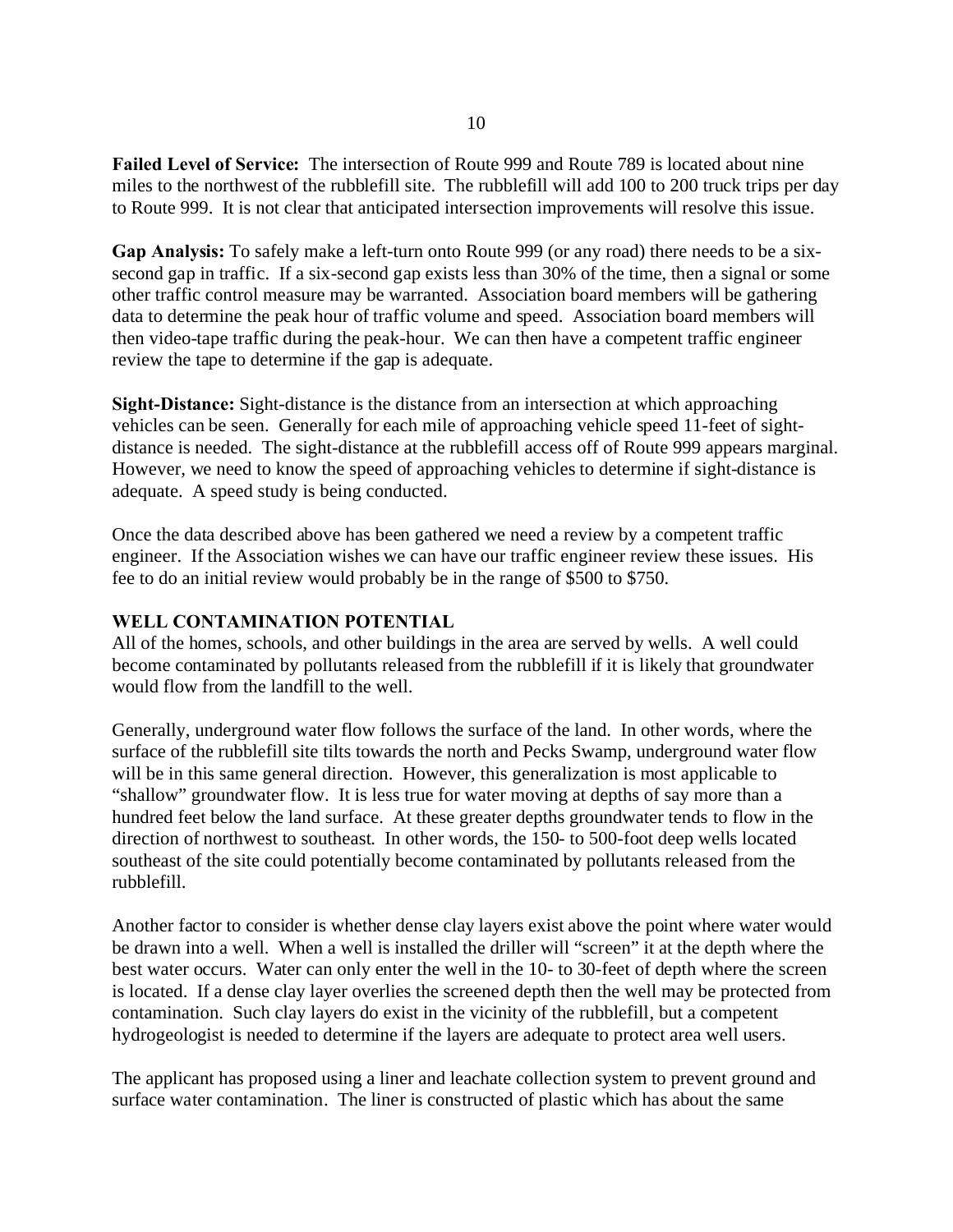**Failed Level of Service:** The intersection of Route 999 and Route 789 is located about nine miles to the northwest of the rubblefill site. The rubblefill will add 100 to 200 truck trips per day to Route 999. It is not clear that anticipated intersection improvements will resolve this issue.

**Gap Analysis:** To safely make a left-turn onto Route 999 (or any road) there needs to be a six-second gap in traffic. If a six-second gap exists less than 30% of the time, then a signal or some other traffic control measure may be warranted. Association board members will be gathering data to determine the peak hour of traffic volume and speed. Association board members will then video-tape traffic during the peak-hour. We can then have a competent traffic engineer review the tape to determine if the gap is adequate.

**Sight-Distance:** Sight-distance is the distance from an intersection at which approaching vehicles can be seen. Generally for each mile of approaching vehicle speed 11-feet of sight-distance is needed. The sight-distance at the rubblefill access off of Route 999 appears marginal. However, we need to know the speed of approaching vehicles to determine if sight-distance is adequate. A speed study is being conducted.

Once the data described above has been gathered we need a review by a competent traffic engineer. If the Association wishes we can have our traffic engineer review these issues. His fee to do an initial review would probably be in the range of $500 to $750.

## WELL CONTAMINATION POTENTIAL

All of the homes, schools, and other buildings in the area are served by wells. A well could become contaminated by pollutants released from the rubblefill if it is likely that groundwater would flow from the landfill to the well.

Generally, underground water flow follows the surface of the land. In other words, where the surface of the rubblefill site tilts towards the north and Pecks Swamp, underground water flow will be in this same general direction. However, this generalization is most applicable to "shallow" groundwater flow. It is less true for water moving at depths of say more than a hundred feet below the land surface. At these greater depths groundwater tends to flow in the direction of northwest to southeast. In other words, the 150- to 500-foot deep wells located southeast of the site could potentially become contaminated by pollutants released from the rubblefill.

Another factor to consider is whether dense clay layers exist above the point where water would be drawn into a well. When a well is installed the driller will "screen" it at the depth where the best water occurs. Water can only enter the well in the 10- to 30-feet of depth where the screen is located. If a dense clay layer overlies the screened depth then the well may be protected from contamination. Such clay layers do exist in the vicinity of the rubblefill, but a competent hydrogeologist is needed to determine if the layers are adequate to protect area well users.

The applicant has proposed using a liner and leachate collection system to prevent ground and surface water contamination. The liner is constructed of plastic which has about the same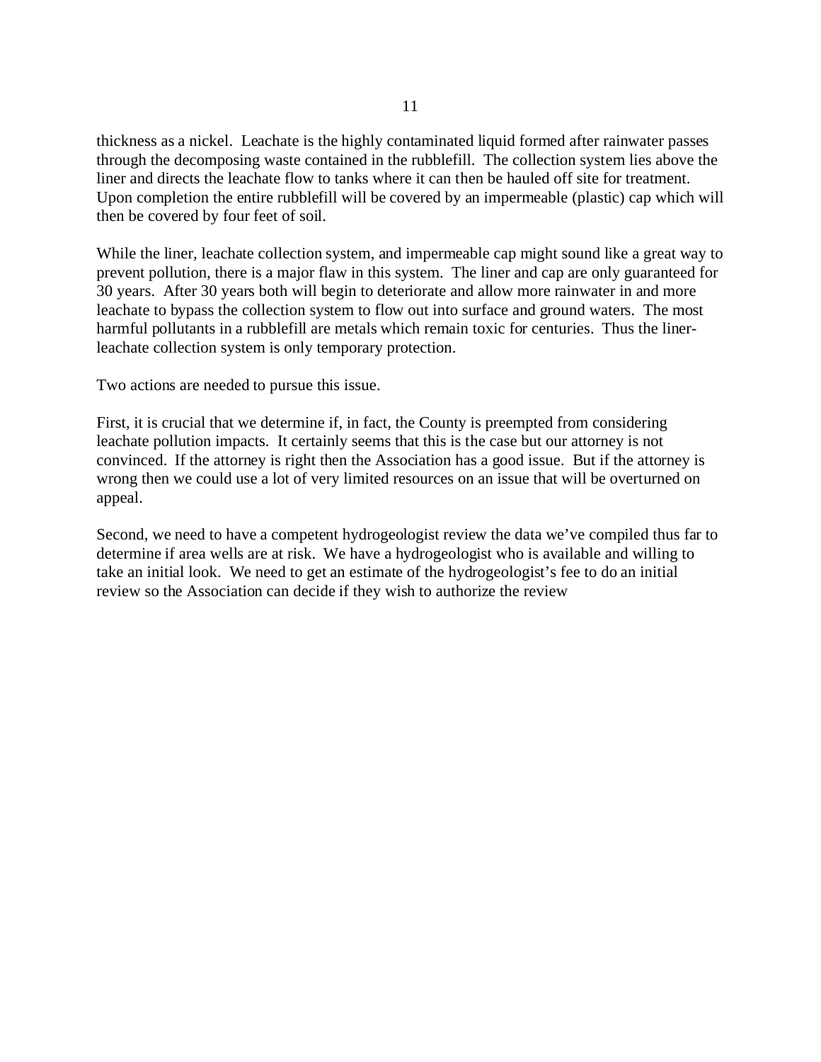thickness as a nickel. Leachate is the highly contaminated liquid formed after rainwater passes through the decomposing waste contained in the rubblefill. The collection system lies above the liner and directs the leachate flow to tanks where it can then be hauled off site for treatment. Upon completion the entire rubblefill will be covered by an impermeable (plastic) cap which will then be covered by four feet of soil.

While the liner, leachate collection system, and impermeable cap might sound like a great way to prevent pollution, there is a major flaw in this system. The liner and cap are only guaranteed for 30 years. After 30 years both will begin to deteriorate and allow more rainwater in and more leachate to bypass the collection system to flow out into surface and ground waters. The most harmful pollutants in a rubblefill are metals which remain toxic for centuries. Thus the liner-leachate collection system is only temporary protection.

Two actions are needed to pursue this issue.

First, it is crucial that we determine if, in fact, the County is preempted from considering leachate pollution impacts. It certainly seems that this is the case but our attorney is not convinced. If the attorney is right then the Association has a good issue. But if the attorney is wrong then we could use a lot of very limited resources on an issue that will be overturned on appeal.

Second, we need to have a competent hydrogeologist review the data we've compiled thus far to determine if area wells are at risk. We have a hydrogeologist who is available and willing to take an initial look. We need to get an estimate of the hydrogeologist's fee to do an initial review so the Association can decide if they wish to authorize the review